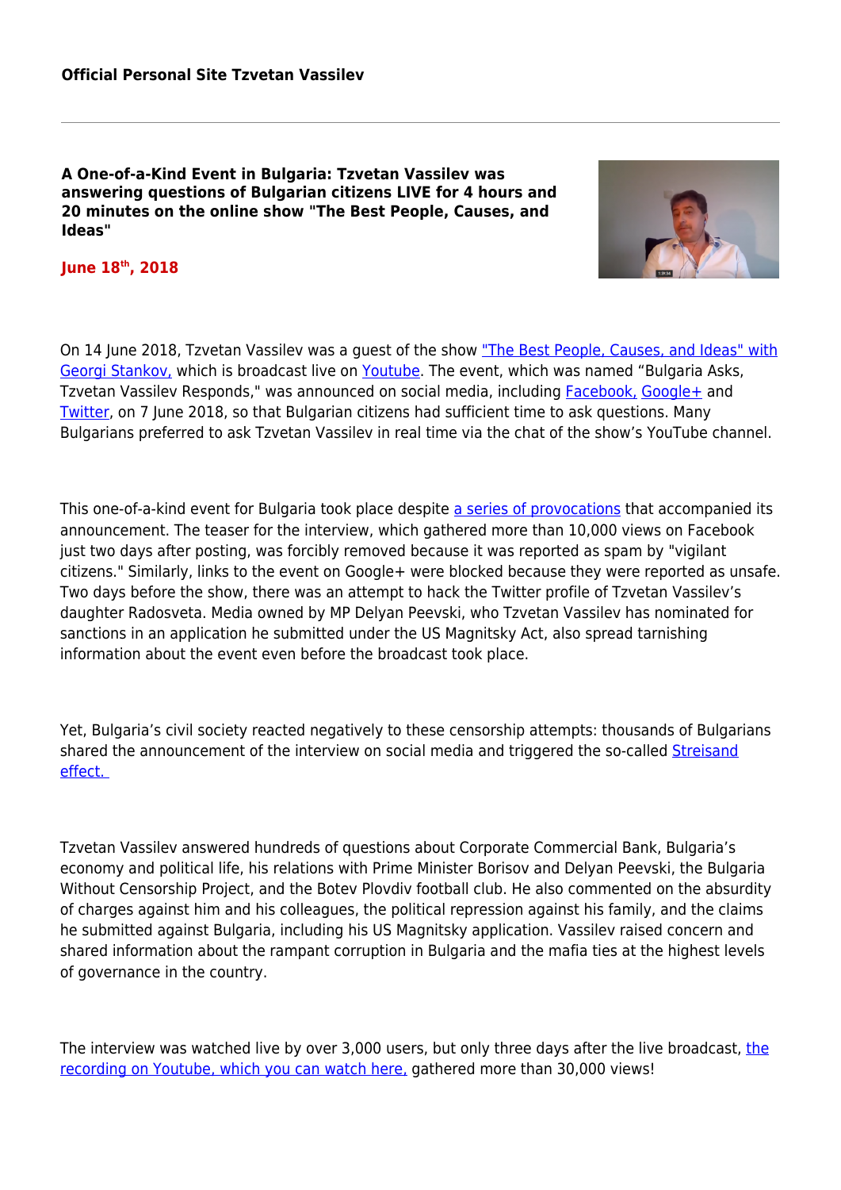**Official Personal Site Tzvetan Vassilev**

---

# A One-of-a-Kind Event in Bulgaria: Tzvetan Vassilev was answering questions of Bulgarian citizens LIVE for 4 hours and 20 minutes on the online show "The Best People, Causes, and Ideas"

**June 18th, 2018**

On 14 June 2018, Tzvetan Vassilev was a guest of the show "The Best People, Causes, and Ideas" with Georgi Stankov, which is broadcast live on Youtube. The event, which was named "Bulgaria Asks, Tzvetan Vassilev Responds," was announced on social media, including Facebook, Google+ and Twitter, on 7 June 2018, so that Bulgarian citizens had sufficient time to ask questions. Many Bulgarians preferred to ask Tzvetan Vassilev in real time via the chat of the show's YouTube channel.

This one-of-a-kind event for Bulgaria took place despite a series of provocations that accompanied its announcement. The teaser for the interview, which gathered more than 10,000 views on Facebook just two days after posting, was forcibly removed because it was reported as spam by "vigilant citizens." Similarly, links to the event on Google+ were blocked because they were reported as unsafe. Two days before the show, there was an attempt to hack the Twitter profile of Tzvetan Vassilev's daughter Radosveta. Media owned by MP Delyan Peevski, who Tzvetan Vassilev has nominated for sanctions in an application he submitted under the US Magnitsky Act, also spread tarnishing information about the event even before the broadcast took place.

Yet, Bulgaria's civil society reacted negatively to these censorship attempts: thousands of Bulgarians shared the announcement of the interview on social media and triggered the so-called Streisand effect.

Tzvetan Vassilev answered hundreds of questions about Corporate Commercial Bank, Bulgaria's economy and political life, his relations with Prime Minister Borisov and Delyan Peevski, the Bulgaria Without Censorship Project, and the Botev Plovdiv football club. He also commented on the absurdity of charges against him and his colleagues, the political repression against his family, and the claims he submitted against Bulgaria, including his US Magnitsky application. Vassilev raised concern and shared information about the rampant corruption in Bulgaria and the mafia ties at the highest levels of governance in the country.

The interview was watched live by over 3,000 users, but only three days after the live broadcast, the recording on Youtube, which you can watch here, gathered more than 30,000 views!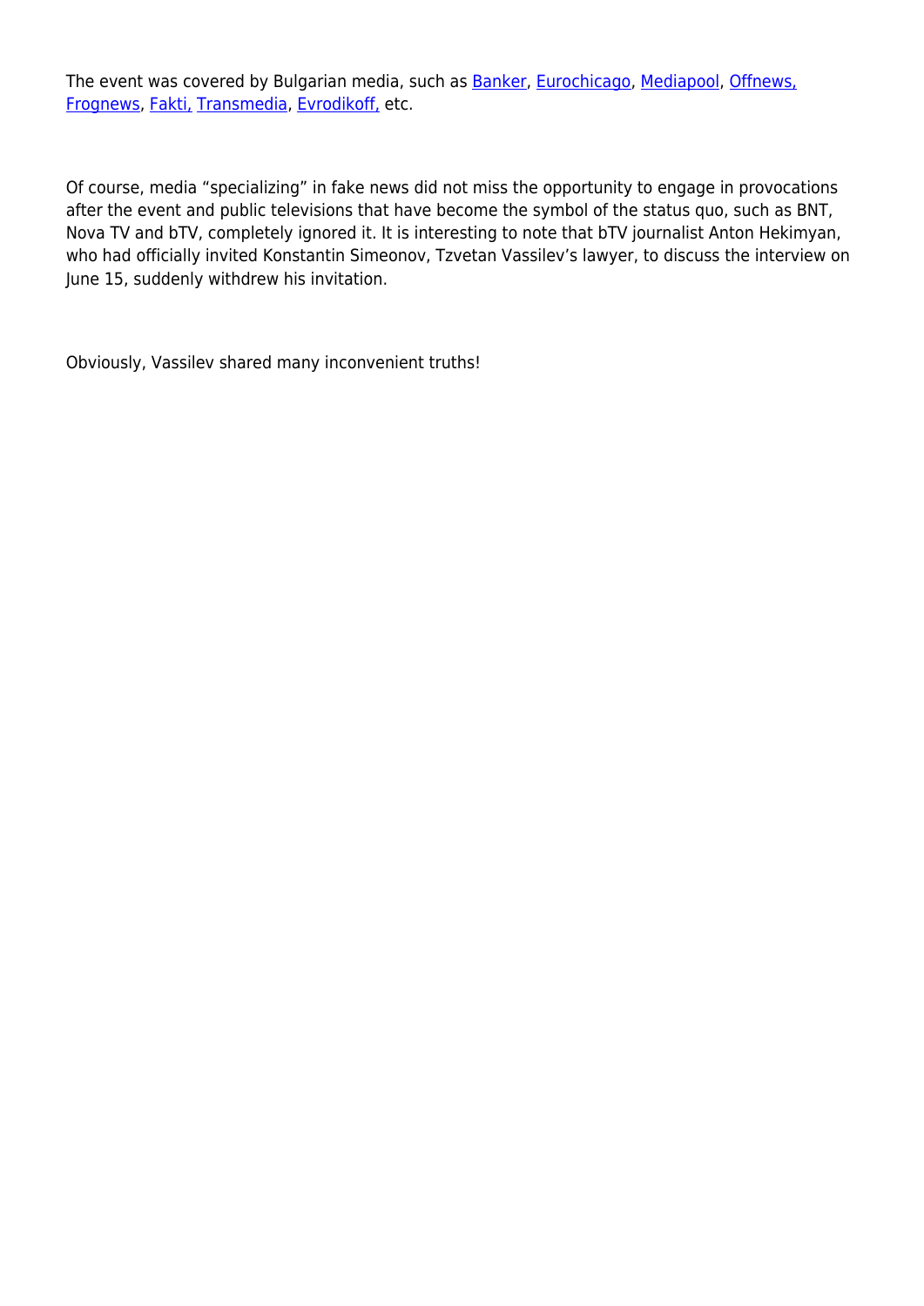The event was covered by Bulgarian media, such as Banker, Eurochicago, Mediapool, Offnews, Frognews, Fakti, Transmedia, Evrodikoff, etc.

Of course, media "specializing" in fake news did not miss the opportunity to engage in provocations after the event and public televisions that have become the symbol of the status quo, such as BNT, Nova TV and bTV, completely ignored it. It is interesting to note that bTV journalist Anton Hekimyan, who had officially invited Konstantin Simeonov, Tzvetan Vassilev's lawyer, to discuss the interview on June 15, suddenly withdrew his invitation.

Obviously, Vassilev shared many inconvenient truths!